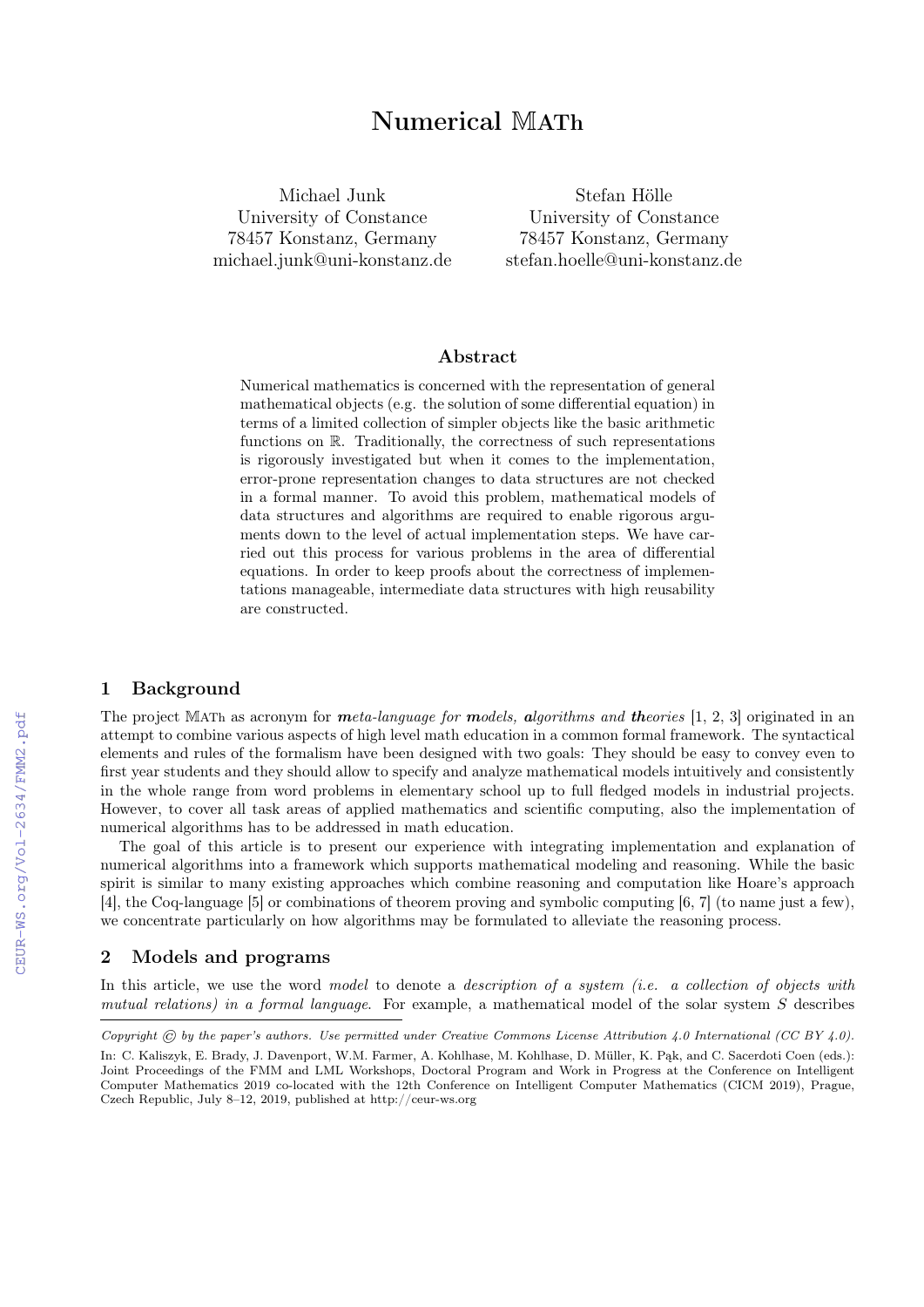# Numerical $\mathbb{M}$ATh

Michael Junk
University of Constance
78457 Konstanz, Germany
michael.junk@uni-konstanz.de

Stefan Hölle
University of Constance
78457 Konstanz, Germany
stefan.hoelle@uni-konstanz.de

## Abstract

Numerical mathematics is concerned with the representation of general mathematical objects (e.g. the solution of some differential equation) in terms of a limited collection of simpler objects like the basic arithmetic functions on $\mathbb{R}$. Traditionally, the correctness of such representations is rigorously investigated but when it comes to the implementation, error-prone representation changes to data structures are not checked in a formal manner. To avoid this problem, mathematical models of data structures and algorithms are required to enable rigorous arguments down to the level of actual implementation steps. We have carried out this process for various problems in the area of differential equations. In order to keep proofs about the correctness of implementations manageable, intermediate data structures with high reusability are constructed.

## 1 Background

The project $\mathbb{M}$ATh as acronym for ***m**eta-language for **m**odels, **a**lgorithms and **th**eories* [1, 2, 3] originated in an attempt to combine various aspects of high level math education in a common formal framework. The syntactical elements and rules of the formalism have been designed with two goals: They should be easy to convey even to first year students and they should allow to specify and analyze mathematical models intuitively and consistently in the whole range from word problems in elementary school up to full fledged models in industrial projects. However, to cover all task areas of applied mathematics and scientific computing, also the implementation of numerical algorithms has to be addressed in math education.

The goal of this article is to present our experience with integrating implementation and explanation of numerical algorithms into a framework which supports mathematical modeling and reasoning. While the basic spirit is similar to many existing approaches which combine reasoning and computation like Hoare's approach [4], the Coq-language [5] or combinations of theorem proving and symbolic computing [6, 7] (to name just a few), we concentrate particularly on how algorithms may be formulated to alleviate the reasoning process.

## 2 Models and programs

In this article, we use the word *model* to denote a *description of a system (i.e. a collection of objects with mutual relations) in a formal language*. For example, a mathematical model of the solar system $S$ describes

*Copyright © by the paper's authors. Use permitted under Creative Commons License Attribution 4.0 International (CC BY 4.0).*

In: C. Kaliszyk, E. Brady, J. Davenport, W.M. Farmer, A. Kohlhase, M. Kohlhase, D. Müller, K. Pąk, and C. Sacerdoti Coen (eds.): Joint Proceedings of the FMM and LML Workshops, Doctoral Program and Work in Progress at the Conference on Intelligent Computer Mathematics 2019 co-located with the 12th Conference on Intelligent Computer Mathematics (CICM 2019), Prague, Czech Republic, July 8–12, 2019, published at http://ceur-ws.org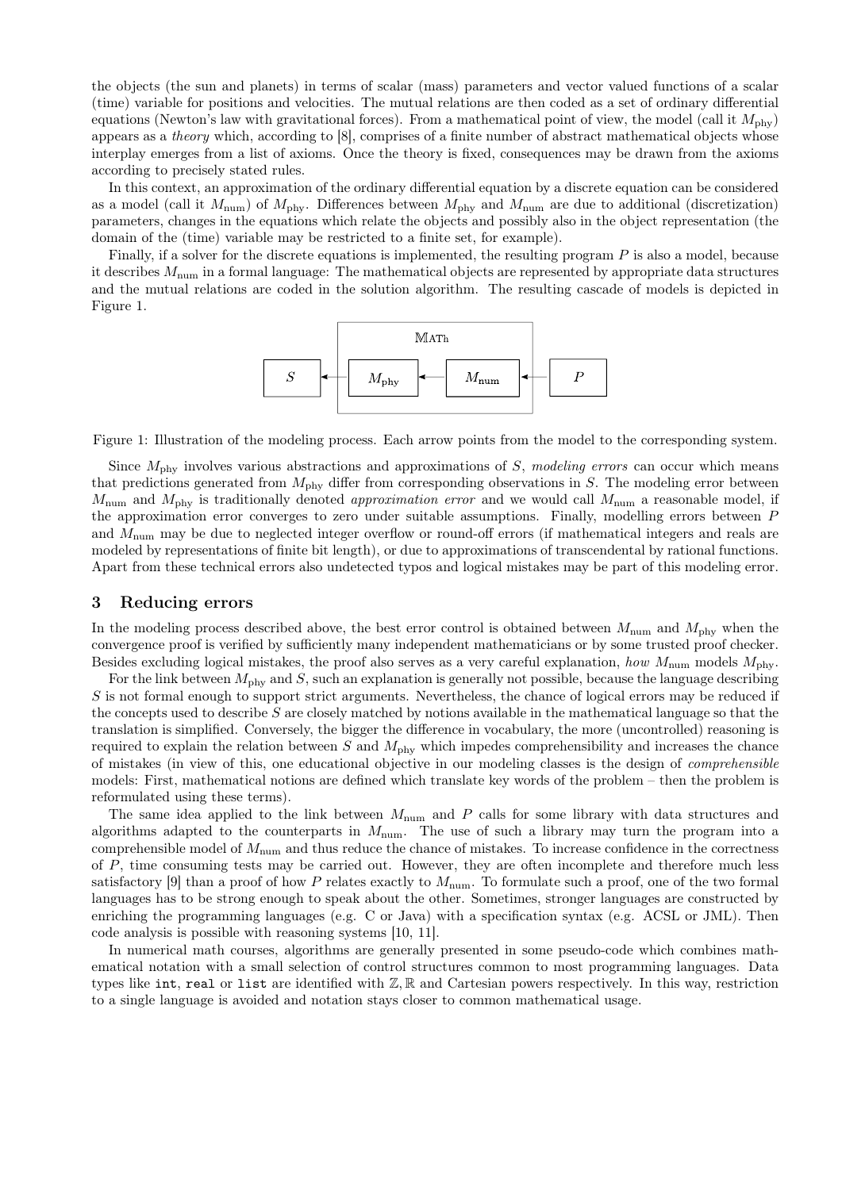the objects (the sun and planets) in terms of scalar (mass) parameters and vector valued functions of a scalar (time) variable for positions and velocities. The mutual relations are then coded as a set of ordinary differential equations (Newton's law with gravitational forces). From a mathematical point of view, the model (call it $M_{\text{phy}}$) appears as a *theory* which, according to [8], comprises of a finite number of abstract mathematical objects whose interplay emerges from a list of axioms. Once the theory is fixed, consequences may be drawn from the axioms according to precisely stated rules.

In this context, an approximation of the ordinary differential equation by a discrete equation can be considered as a model (call it $M_{\text{num}}$) of $M_{\text{phy}}$. Differences between $M_{\text{phy}}$ and $M_{\text{num}}$ are due to additional (discretization) parameters, changes in the equations which relate the objects and possibly also in the object representation (the domain of the (time) variable may be restricted to a finite set, for example).

Finally, if a solver for the discrete equations is implemented, the resulting program $P$ is also a model, because it describes $M_{\text{num}}$ in a formal language: The mathematical objects are represented by appropriate data structures and the mutual relations are coded in the solution algorithm. The resulting cascade of models is depicted in Figure 1.

$\mathbb{M}$ATh: $S \leftarrow M_{\text{phy}} \leftarrow M_{\text{num}} \leftarrow P$

Figure 1: Illustration of the modeling process. Each arrow points from the model to the corresponding system.

Since $M_{\text{phy}}$ involves various abstractions and approximations of $S$, *modeling errors* can occur which means that predictions generated from $M_{\text{phy}}$ differ from corresponding observations in $S$. The modeling error between $M_{\text{num}}$ and $M_{\text{phy}}$ is traditionally denoted *approximation error* and we would call $M_{\text{num}}$ a reasonable model, if the approximation error converges to zero under suitable assumptions. Finally, modelling errors between $P$ and $M_{\text{num}}$ may be due to neglected integer overflow or round-off errors (if mathematical integers and reals are modeled by representations of finite bit length), or due to approximations of transcendental by rational functions. Apart from these technical errors also undetected typos and logical mistakes may be part of this modeling error.

## 3 Reducing errors

In the modeling process described above, the best error control is obtained between $M_{\text{num}}$ and $M_{\text{phy}}$ when the convergence proof is verified by sufficiently many independent mathematicians or by some trusted proof checker. Besides excluding logical mistakes, the proof also serves as a very careful explanation, *how* $M_{\text{num}}$ models $M_{\text{phy}}$.

For the link between $M_{\text{phy}}$ and $S$, such an explanation is generally not possible, because the language describing $S$ is not formal enough to support strict arguments. Nevertheless, the chance of logical errors may be reduced if the concepts used to describe $S$ are closely matched by notions available in the mathematical language so that the translation is simplified. Conversely, the bigger the difference in vocabulary, the more (uncontrolled) reasoning is required to explain the relation between $S$ and $M_{\text{phy}}$ which impedes comprehensibility and increases the chance of mistakes (in view of this, one educational objective in our modeling classes is the design of *comprehensible* models: First, mathematical notions are defined which translate key words of the problem – then the problem is reformulated using these terms).

The same idea applied to the link between $M_{\text{num}}$ and $P$ calls for some library with data structures and algorithms adapted to the counterparts in $M_{\text{num}}$. The use of such a library may turn the program into a comprehensible model of $M_{\text{num}}$ and thus reduce the chance of mistakes. To increase confidence in the correctness of $P$, time consuming tests may be carried out. However, they are often incomplete and therefore much less satisfactory [9] than a proof of how $P$ relates exactly to $M_{\text{num}}$. To formulate such a proof, one of the two formal languages has to be strong enough to speak about the other. Sometimes, stronger languages are constructed by enriching the programming languages (e.g. C or Java) with a specification syntax (e.g. ACSL or JML). Then code analysis is possible with reasoning systems [10, 11].

In numerical math courses, algorithms are generally presented in some pseudo-code which combines mathematical notation with a small selection of control structures common to most programming languages. Data types like `int`, `real` or `list` are identified with $\mathbb{Z}, \mathbb{R}$ and Cartesian powers respectively. In this way, restriction to a single language is avoided and notation stays closer to common mathematical usage.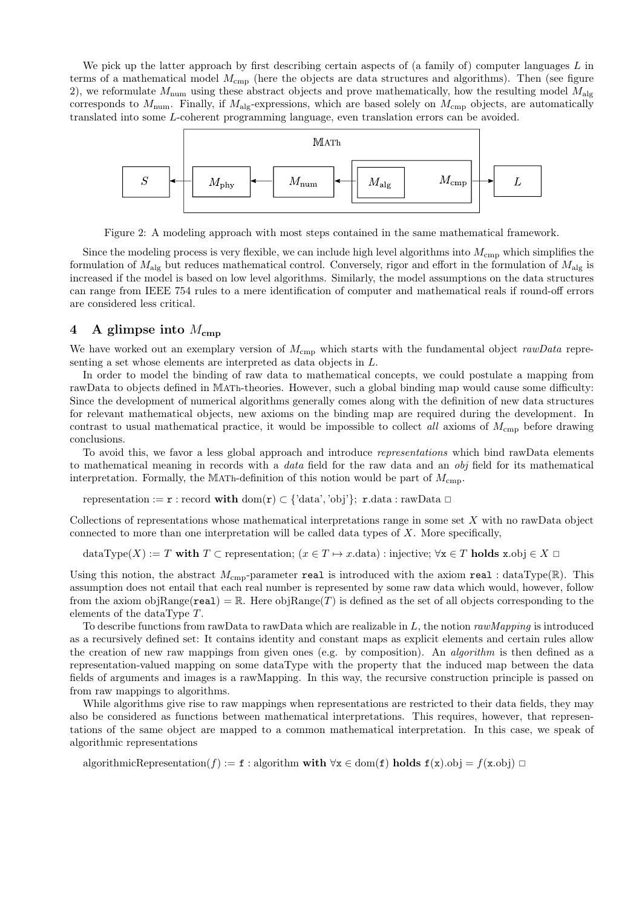We pick up the latter approach by first describing certain aspects of (a family of) computer languages $L$ in terms of a mathematical model $M_{\text{cmp}}$ (here the objects are data structures and algorithms). Then (see figure 2), we reformulate $M_{\text{num}}$ using these abstract objects and prove mathematically, how the resulting model $M_{\text{alg}}$ corresponds to $M_{\text{num}}$. Finally, if $M_{\text{alg}}$-expressions, which are based solely on $M_{\text{cmp}}$ objects, are automatically translated into some $L$-coherent programming language, even translation errors can be avoided.

Figure 2: A modeling approach with most steps contained in the same mathematical framework.

Since the modeling process is very flexible, we can include high level algorithms into $M_{\text{cmp}}$ which simplifies the formulation of $M_{\text{alg}}$ but reduces mathematical control. Conversely, rigor and effort in the formulation of $M_{\text{alg}}$ is increased if the model is based on low level algorithms. Similarly, the model assumptions on the data structures can range from IEEE 754 rules to a mere identification of computer and mathematical reals if round-off errors are considered less critical.

## 4 A glimpse into $M_{\text{cmp}}$

We have worked out an exemplary version of $M_{\text{cmp}}$ which starts with the fundamental object *rawData* representing a set whose elements are interpreted as data objects in $L$.

In order to model the binding of raw data to mathematical concepts, we could postulate a mapping from rawData to objects defined in $\mathbb{M}$ATh-theories. However, such a global binding map would cause some difficulty: Since the development of numerical algorithms generally comes along with the definition of new data structures for relevant mathematical objects, new axioms on the binding map are required during the development. In contrast to usual mathematical practice, it would be impossible to collect *all* axioms of $M_{\text{cmp}}$ before drawing conclusions.

To avoid this, we favor a less global approach and introduce *representations* which bind rawData elements to mathematical meaning in records with a *data* field for the raw data and an *obj* field for its mathematical interpretation. Formally, the $\mathbb{M}$ATh-definition of this notion would be part of $M_{\text{cmp}}$.

representation := $\mathtt{r}$ : record **with** $\text{dom}(\mathtt{r}) \subset \{\text{'data'}, \text{'obj'}\}$; $\mathtt{r}.\text{data} : \text{rawData}$ □

Collections of representations whose mathematical interpretations range in some set $X$ with no rawData object connected to more than one interpretation will be called data types of $X$. More specifically,

$\text{dataType}(X) := T$ **with** $T \subset \text{representation}$; $(x \in T \mapsto x.\text{data}) : \text{injective}$; $\forall \mathtt{x} \in T$ **holds** $\mathtt{x}.\text{obj} \in X$ □

Using this notion, the abstract $M_{\text{cmp}}$-parameter `real` is introduced with the axiom `real` : $\text{dataType}(\mathbb{R})$. This assumption does not entail that each real number is represented by some raw data which would, however, follow from the axiom $\text{objRange}(\mathtt{real}) = \mathbb{R}$. Here $\text{objRange}(T)$ is defined as the set of all objects corresponding to the elements of the dataType $T$.

To describe functions from rawData to rawData which are realizable in $L$, the notion *rawMapping* is introduced as a recursively defined set: It contains identity and constant maps as explicit elements and certain rules allow the creation of new raw mappings from given ones (e.g. by composition). An *algorithm* is then defined as a representation-valued mapping on some dataType with the property that the induced map between the data fields of arguments and images is a rawMapping. In this way, the recursive construction principle is passed on from raw mappings to algorithms.

While algorithms give rise to raw mappings when representations are restricted to their data fields, they may also be considered as functions between mathematical interpretations. This requires, however, that representations of the same object are mapped to a common mathematical interpretation. In this case, we speak of algorithmic representations

$\text{algorithmicRepresentation}(f) := \mathtt{f}$ : algorithm **with** $\forall \mathtt{x} \in \text{dom}(\mathtt{f})$ **holds** $\mathtt{f}(\mathtt{x}).\text{obj} = f(\mathtt{x}.\text{obj})$ □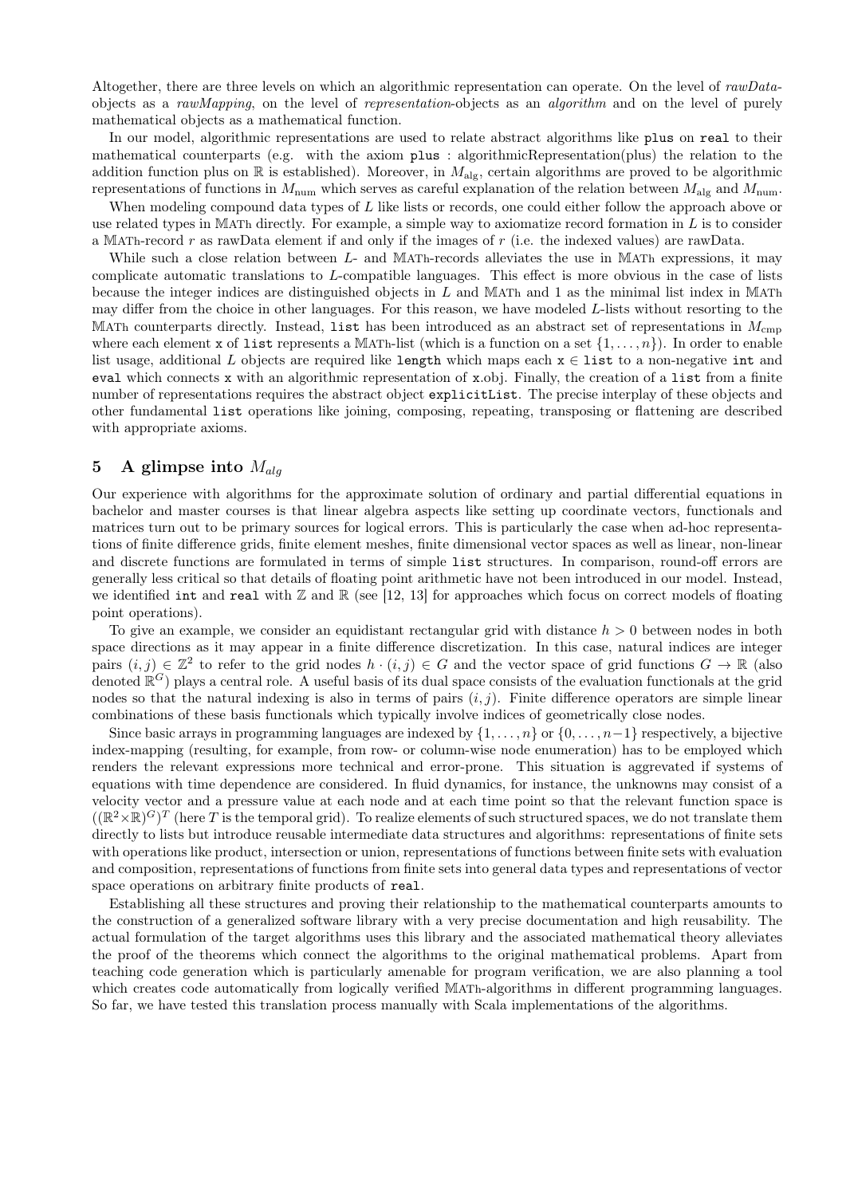Altogether, there are three levels on which an algorithmic representation can operate. On the level of *rawData*-objects as a *rawMapping*, on the level of *representation*-objects as an *algorithm* and on the level of purely mathematical objects as a mathematical function.

In our model, algorithmic representations are used to relate abstract algorithms like `plus` on `real` to their mathematical counterparts (e.g. with the axiom `plus` : algorithmicRepresentation(plus) the relation to the addition function plus on $\mathbb{R}$ is established). Moreover, in $M_{\text{alg}}$, certain algorithms are proved to be algorithmic representations of functions in $M_{\text{num}}$ which serves as careful explanation of the relation between $M_{\text{alg}}$ and $M_{\text{num}}$.

When modeling compound data types of $L$ like lists or records, one could either follow the approach above or use related types in MATh directly. For example, a simple way to axiomatize record formation in $L$ is to consider a MATh-record $r$ as rawData element if and only if the images of $r$ (i.e. the indexed values) are rawData.

While such a close relation between $L$- and MATh-records alleviates the use in MATh expressions, it may complicate automatic translations to $L$-compatible languages. This effect is more obvious in the case of lists because the integer indices are distinguished objects in $L$ and MATh and 1 as the minimal list index in MATh may differ from the choice in other languages. For this reason, we have modeled $L$-lists without resorting to the MATh counterparts directly. Instead, `list` has been introduced as an abstract set of representations in $M_{\text{cmp}}$ where each element `x` of `list` represents a MATh-list (which is a function on a set $\{1, \ldots, n\}$). In order to enable list usage, additional $L$ objects are required like `length` which maps each `x` $\in$ `list` to a non-negative `int` and `eval` which connects `x` with an algorithmic representation of `x.obj`. Finally, the creation of a `list` from a finite number of representations requires the abstract object `explicitList`. The precise interplay of these objects and other fundamental `list` operations like joining, composing, repeating, transposing or flattening are described with appropriate axioms.

## 5 A glimpse into $M_{alg}$

Our experience with algorithms for the approximate solution of ordinary and partial differential equations in bachelor and master courses is that linear algebra aspects like setting up coordinate vectors, functionals and matrices turn out to be primary sources for logical errors. This is particularly the case when ad-hoc representations of finite difference grids, finite element meshes, finite dimensional vector spaces as well as linear, non-linear and discrete functions are formulated in terms of simple `list` structures. In comparison, round-off errors are generally less critical so that details of floating point arithmetic have not been introduced in our model. Instead, we identified `int` and `real` with $\mathbb{Z}$ and $\mathbb{R}$ (see [12, 13] for approaches which focus on correct models of floating point operations).

To give an example, we consider an equidistant rectangular grid with distance $h > 0$ between nodes in both space directions as it may appear in a finite difference discretization. In this case, natural indices are integer pairs $(i, j) \in \mathbb{Z}^2$ to refer to the grid nodes $h \cdot (i, j) \in G$ and the vector space of grid functions $G \to \mathbb{R}$ (also denoted $\mathbb{R}^G$) plays a central role. A useful basis of its dual space consists of the evaluation functionals at the grid nodes so that the natural indexing is also in terms of pairs $(i, j)$. Finite difference operators are simple linear combinations of these basis functionals which typically involve indices of geometrically close nodes.

Since basic arrays in programming languages are indexed by $\{1, \ldots, n\}$ or $\{0, \ldots, n-1\}$ respectively, a bijective index-mapping (resulting, for example, from row- or column-wise node enumeration) has to be employed which renders the relevant expressions more technical and error-prone. This situation is aggrevated if systems of equations with time dependence are considered. In fluid dynamics, for instance, the unknowns may consist of a velocity vector and a pressure value at each node and at each time point so that the relevant function space is $((\mathbb{R}^2 \times \mathbb{R})^G)^T$ (here $T$ is the temporal grid). To realize elements of such structured spaces, we do not translate them directly to lists but introduce reusable intermediate data structures and algorithms: representations of finite sets with operations like product, intersection or union, representations of functions between finite sets with evaluation and composition, representations of functions from finite sets into general data types and representations of vector space operations on arbitrary finite products of `real`.

Establishing all these structures and proving their relationship to the mathematical counterparts amounts to the construction of a generalized software library with a very precise documentation and high reusability. The actual formulation of the target algorithms uses this library and the associated mathematical theory alleviates the proof of the theorems which connect the algorithms to the original mathematical problems. Apart from teaching code generation which is particularly amenable for program verification, we are also planning a tool which creates code automatically from logically verified MATh-algorithms in different programming languages. So far, we have tested this translation process manually with Scala implementations of the algorithms.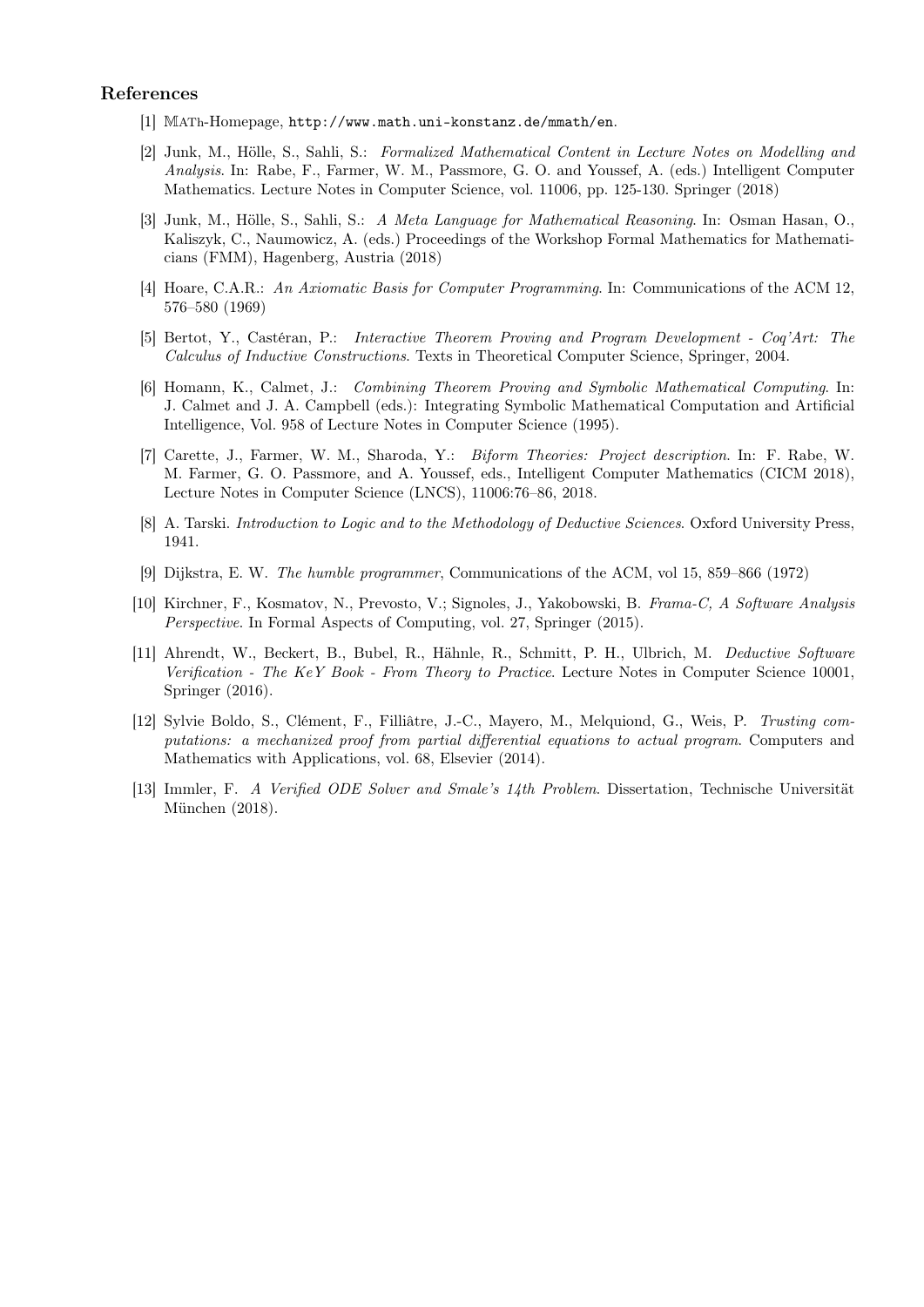## References

[1] MATh-Homepage, `http://www.math.uni-konstanz.de/mmath/en`.

[2] Junk, M., Hölle, S., Sahli, S.: *Formalized Mathematical Content in Lecture Notes on Modelling and Analysis*. In: Rabe, F., Farmer, W. M., Passmore, G. O. and Youssef, A. (eds.) Intelligent Computer Mathematics. Lecture Notes in Computer Science, vol. 11006, pp. 125-130. Springer (2018)

[3] Junk, M., Hölle, S., Sahli, S.: *A Meta Language for Mathematical Reasoning*. In: Osman Hasan, O., Kaliszyk, C., Naumowicz, A. (eds.) Proceedings of the Workshop Formal Mathematics for Mathematicians (FMM), Hagenberg, Austria (2018)

[4] Hoare, C.A.R.: *An Axiomatic Basis for Computer Programming*. In: Communications of the ACM 12, 576–580 (1969)

[5] Bertot, Y., Castéran, P.: *Interactive Theorem Proving and Program Development - Coq'Art: The Calculus of Inductive Constructions*. Texts in Theoretical Computer Science, Springer, 2004.

[6] Homann, K., Calmet, J.: *Combining Theorem Proving and Symbolic Mathematical Computing*. In: J. Calmet and J. A. Campbell (eds.): Integrating Symbolic Mathematical Computation and Artificial Intelligence, Vol. 958 of Lecture Notes in Computer Science (1995).

[7] Carette, J., Farmer, W. M., Sharoda, Y.: *Biform Theories: Project description*. In: F. Rabe, W. M. Farmer, G. O. Passmore, and A. Youssef, eds., Intelligent Computer Mathematics (CICM 2018), Lecture Notes in Computer Science (LNCS), 11006:76–86, 2018.

[8] A. Tarski. *Introduction to Logic and to the Methodology of Deductive Sciences*. Oxford University Press, 1941.

[9] Dijkstra, E. W. *The humble programmer*, Communications of the ACM, vol 15, 859–866 (1972)

[10] Kirchner, F., Kosmatov, N., Prevosto, V.; Signoles, J., Yakobowski, B. *Frama-C, A Software Analysis Perspective*. In Formal Aspects of Computing, vol. 27, Springer (2015).

[11] Ahrendt, W., Beckert, B., Bubel, R., Hähnle, R., Schmitt, P. H., Ulbrich, M. *Deductive Software Verification - The KeY Book - From Theory to Practice*. Lecture Notes in Computer Science 10001, Springer (2016).

[12] Sylvie Boldo, S., Clément, F., Filliâtre, J.-C., Mayero, M., Melquiond, G., Weis, P. *Trusting computations: a mechanized proof from partial differential equations to actual program*. Computers and Mathematics with Applications, vol. 68, Elsevier (2014).

[13] Immler, F. *A Verified ODE Solver and Smale's 14th Problem*. Dissertation, Technische Universität München (2018).